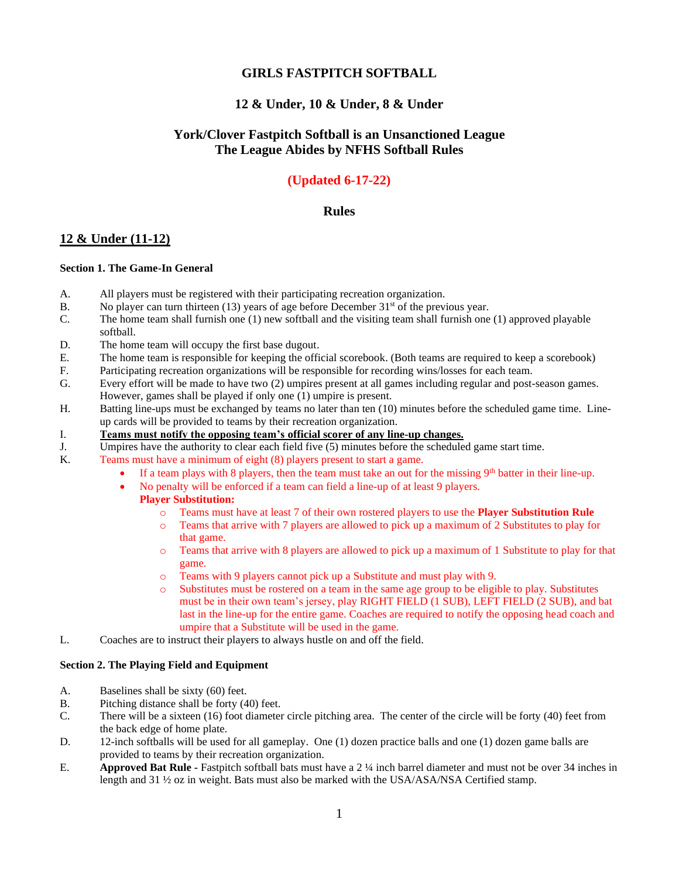# GIRLS FASTPITCH SOFTBALL

## 12 & Under, 10 & Under, 8 & Under

## York/Clover Fastpitch Softball is an Unsanctioned League
## The League Abides by NFHS Softball Rules

**(Updated 6-17-22)**

## Rules

## 12 & Under (11-12)

### Section 1. The Game-In General

A. All players must be registered with their participating recreation organization.

B. No player can turn thirteen (13) years of age before December 31st of the previous year.

C. The home team shall furnish one (1) new softball and the visiting team shall furnish one (1) approved playable softball.

D. The home team will occupy the first base dugout.

E. The home team is responsible for keeping the official scorebook. (Both teams are required to keep a scorebook)

F. Participating recreation organizations will be responsible for recording wins/losses for each team.

G. Every effort will be made to have two (2) umpires present at all games including regular and post-season games. However, games shall be played if only one (1) umpire is present.

H. Batting line-ups must be exchanged by teams no later than ten (10) minutes before the scheduled game time. Line-up cards will be provided to teams by their recreation organization.

I. **Teams must notify the opposing team's official scorer of any line-up changes.**

J. Umpires have the authority to clear each field five (5) minutes before the scheduled game start time.

K. Teams must have a minimum of eight (8) players present to start a game.
- If a team plays with 8 players, then the team must take an out for the missing 9th batter in their line-up.
- No penalty will be enforced if a team can field a line-up of at least 9 players.

  **Player Substitution:**
  - Teams must have at least 7 of their own rostered players to use the **Player Substitution Rule**
  - Teams that arrive with 7 players are allowed to pick up a maximum of 2 Substitutes to play for that game.
  - Teams that arrive with 8 players are allowed to pick up a maximum of 1 Substitute to play for that game.
  - Teams with 9 players cannot pick up a Substitute and must play with 9.
  - Substitutes must be rostered on a team in the same age group to be eligible to play. Substitutes must be in their own team's jersey, play RIGHT FIELD (1 SUB), LEFT FIELD (2 SUB), and bat last in the line-up for the entire game. Coaches are required to notify the opposing head coach and umpire that a Substitute will be used in the game.

L. Coaches are to instruct their players to always hustle on and off the field.

### Section 2. The Playing Field and Equipment

A. Baselines shall be sixty (60) feet.

B. Pitching distance shall be forty (40) feet.

C. There will be a sixteen (16) foot diameter circle pitching area. The center of the circle will be forty (40) feet from the back edge of home plate.

D. 12-inch softballs will be used for all gameplay. One (1) dozen practice balls and one (1) dozen game balls are provided to teams by their recreation organization.

E. **Approved Bat Rule -** Fastpitch softball bats must have a 2 ¼ inch barrel diameter and must not be over 34 inches in length and 31 ½ oz in weight. Bats must also be marked with the USA/ASA/NSA Certified stamp.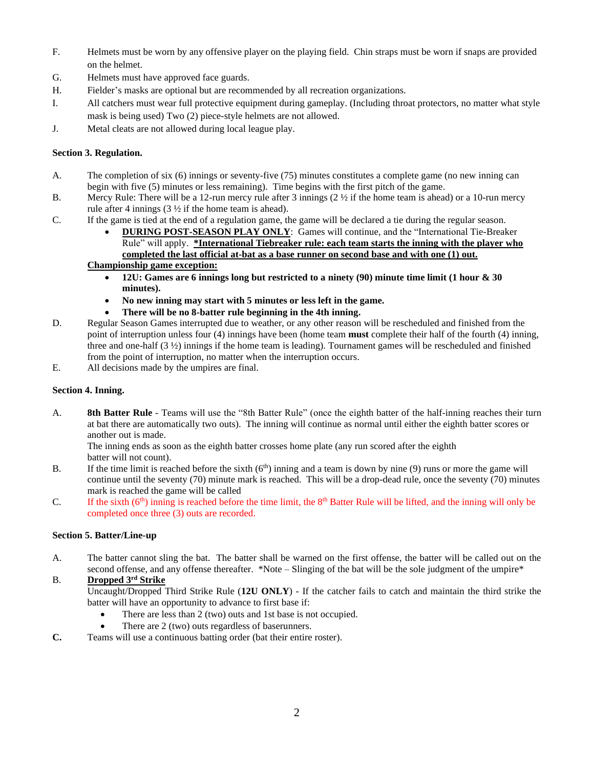F. Helmets must be worn by any offensive player on the playing field. Chin straps must be worn if snaps are provided on the helmet.

G. Helmets must have approved face guards.

H. Fielder's masks are optional but are recommended by all recreation organizations.

I. All catchers must wear full protective equipment during gameplay. (Including throat protectors, no matter what style mask is being used) Two (2) piece-style helmets are not allowed.

J. Metal cleats are not allowed during local league play.

**Section 3. Regulation.**

A. The completion of six (6) innings or seventy-five (75) minutes constitutes a complete game (no new inning can begin with five (5) minutes or less remaining). Time begins with the first pitch of the game.

B. Mercy Rule: There will be a 12-run mercy rule after 3 innings (2 ½ if the home team is ahead) or a 10-run mercy rule after 4 innings (3 ½ if the home team is ahead).

C. If the game is tied at the end of a regulation game, the game will be declared a tie during the regular season.

- **DURING POST-SEASON PLAY ONLY**: Games will continue, and the "International Tie-Breaker Rule" will apply. **\*International Tiebreaker rule: each team starts the inning with the player who completed the last official at-bat as a base runner on second base and with one (1) out.**

**Championship game exception:**

- **12U: Games are 6 innings long but restricted to a ninety (90) minute time limit (1 hour & 30 minutes).**
- **No new inning may start with 5 minutes or less left in the game.**
- **There will be no 8-batter rule beginning in the 4th inning.**

D. Regular Season Games interrupted due to weather, or any other reason will be rescheduled and finished from the point of interruption unless four (4) innings have been (home team **must** complete their half of the fourth (4) inning, three and one-half (3 ½) innings if the home team is leading). Tournament games will be rescheduled and finished from the point of interruption, no matter when the interruption occurs.

E. All decisions made by the umpires are final.

**Section 4. Inning.**

A. **8th Batter Rule** - Teams will use the "8th Batter Rule" (once the eighth batter of the half-inning reaches their turn at bat there are automatically two outs). The inning will continue as normal until either the eighth batter scores or another out is made.
The inning ends as soon as the eighth batter crosses home plate (any run scored after the eighth batter will not count).

B. If the time limit is reached before the sixth (6th) inning and a team is down by nine (9) runs or more the game will continue until the seventy (70) minute mark is reached. This will be a drop-dead rule, once the seventy (70) minutes mark is reached the game will be called

C. If the sixth (6th) inning is reached before the time limit, the 8th Batter Rule will be lifted, and the inning will only be completed once three (3) outs are recorded.

**Section 5. Batter/Line-up**

A. The batter cannot sling the bat. The batter shall be warned on the first offense, the batter will be called out on the second offense, and any offense thereafter. \*Note – Slinging of the bat will be the sole judgment of the umpire\*

B. **Dropped 3rd Strike**
Uncaught/Dropped Third Strike Rule (**12U ONLY**) - If the catcher fails to catch and maintain the third strike the batter will have an opportunity to advance to first base if:

- There are less than 2 (two) outs and 1st base is not occupied.
- There are 2 (two) outs regardless of baserunners.

**C.** Teams will use a continuous batting order (bat their entire roster).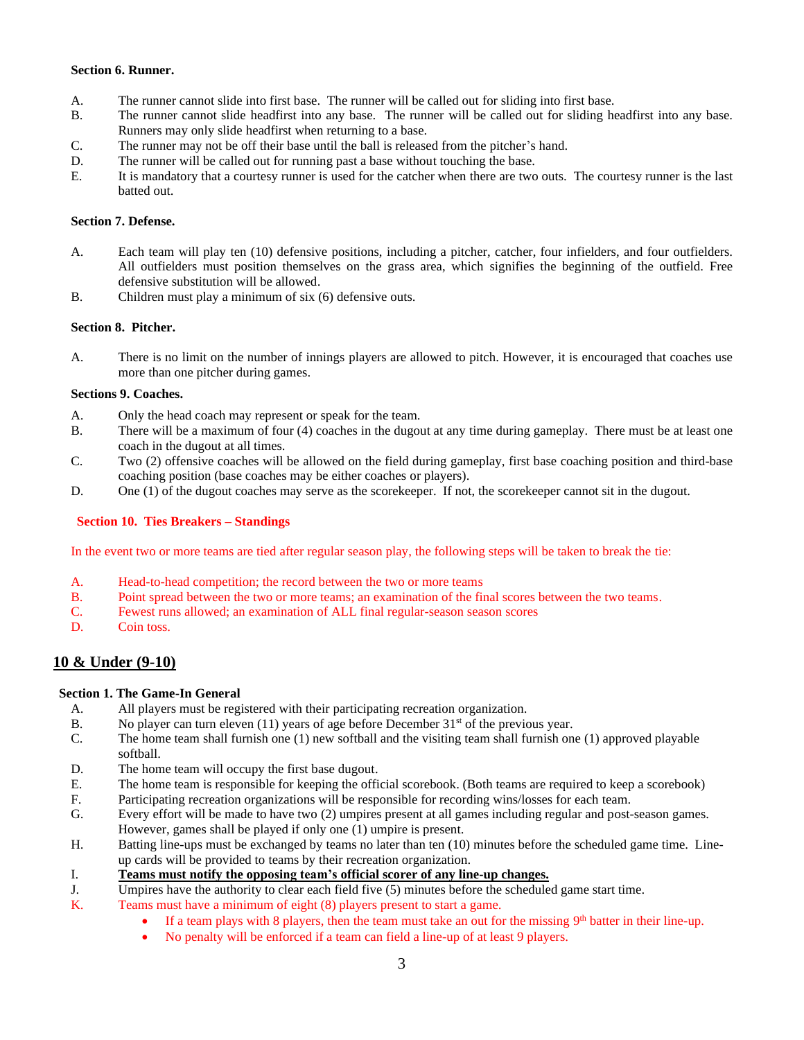**Section 6. Runner.**

A. The runner cannot slide into first base. The runner will be called out for sliding into first base.
B. The runner cannot slide headfirst into any base. The runner will be called out for sliding headfirst into any base. Runners may only slide headfirst when returning to a base.
C. The runner may not be off their base until the ball is released from the pitcher's hand.
D. The runner will be called out for running past a base without touching the base.
E. It is mandatory that a courtesy runner is used for the catcher when there are two outs. The courtesy runner is the last batted out.

**Section 7. Defense.**

A. Each team will play ten (10) defensive positions, including a pitcher, catcher, four infielders, and four outfielders. All outfielders must position themselves on the grass area, which signifies the beginning of the outfield. Free defensive substitution will be allowed.
B. Children must play a minimum of six (6) defensive outs.

**Section 8. Pitcher.**

A. There is no limit on the number of innings players are allowed to pitch. However, it is encouraged that coaches use more than one pitcher during games.

**Sections 9. Coaches.**

A. Only the head coach may represent or speak for the team.
B. There will be a maximum of four (4) coaches in the dugout at any time during gameplay. There must be at least one coach in the dugout at all times.
C. Two (2) offensive coaches will be allowed on the field during gameplay, first base coaching position and third-base coaching position (base coaches may be either coaches or players).
D. One (1) of the dugout coaches may serve as the scorekeeper. If not, the scorekeeper cannot sit in the dugout.

**Section 10. Ties Breakers – Standings**

In the event two or more teams are tied after regular season play, the following steps will be taken to break the tie:

A. Head-to-head competition; the record between the two or more teams
B. Point spread between the two or more teams; an examination of the final scores between the two teams.
C. Fewest runs allowed; an examination of ALL final regular-season season scores
D. Coin toss.

## 10 & Under (9-10)

**Section 1. The Game-In General**

A. All players must be registered with their participating recreation organization.
B. No player can turn eleven (11) years of age before December 31st of the previous year.
C. The home team shall furnish one (1) new softball and the visiting team shall furnish one (1) approved playable softball.
D. The home team will occupy the first base dugout.
E. The home team is responsible for keeping the official scorebook. (Both teams are required to keep a scorebook)
F. Participating recreation organizations will be responsible for recording wins/losses for each team.
G. Every effort will be made to have two (2) umpires present at all games including regular and post-season games. However, games shall be played if only one (1) umpire is present.
H. Batting line-ups must be exchanged by teams no later than ten (10) minutes before the scheduled game time. Line-up cards will be provided to teams by their recreation organization.
I. **Teams must notify the opposing team's official scorer of any line-up changes.**
J. Umpires have the authority to clear each field five (5) minutes before the scheduled game start time.
K. Teams must have a minimum of eight (8) players present to start a game.
   - If a team plays with 8 players, then the team must take an out for the missing 9th batter in their line-up.
   - No penalty will be enforced if a team can field a line-up of at least 9 players.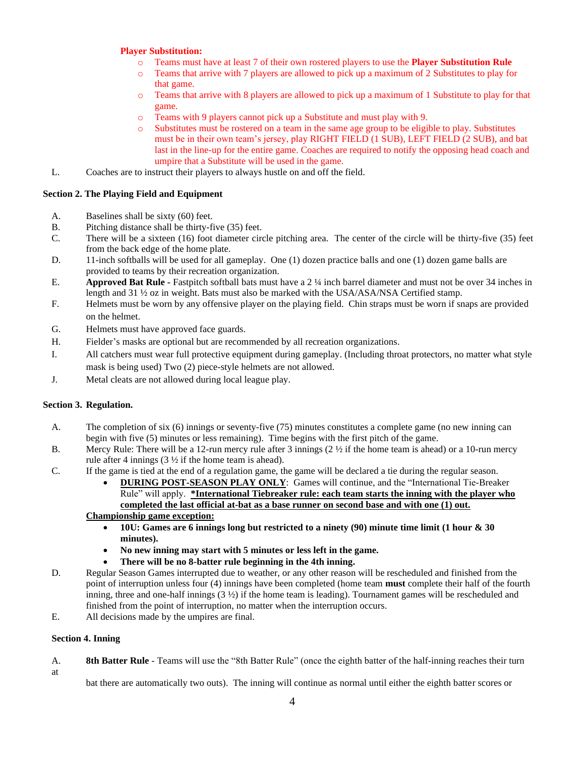**Player Substitution:**

- Teams must have at least 7 of their own rostered players to use the **Player Substitution Rule**
- Teams that arrive with 7 players are allowed to pick up a maximum of 2 Substitutes to play for that game.
- Teams that arrive with 8 players are allowed to pick up a maximum of 1 Substitute to play for that game.
- Teams with 9 players cannot pick up a Substitute and must play with 9.
- Substitutes must be rostered on a team in the same age group to be eligible to play. Substitutes must be in their own team's jersey, play RIGHT FIELD (1 SUB), LEFT FIELD (2 SUB), and bat last in the line-up for the entire game. Coaches are required to notify the opposing head coach and umpire that a Substitute will be used in the game.

L. Coaches are to instruct their players to always hustle on and off the field.

### Section 2. The Playing Field and Equipment

A. Baselines shall be sixty (60) feet.

B. Pitching distance shall be thirty-five (35) feet.

C. There will be a sixteen (16) foot diameter circle pitching area. The center of the circle will be thirty-five (35) feet from the back edge of the home plate.

D. 11-inch softballs will be used for all gameplay. One (1) dozen practice balls and one (1) dozen game balls are provided to teams by their recreation organization.

E. **Approved Bat Rule -** Fastpitch softball bats must have a 2 ¼ inch barrel diameter and must not be over 34 inches in length and 31 ½ oz in weight. Bats must also be marked with the USA/ASA/NSA Certified stamp.

F. Helmets must be worn by any offensive player on the playing field. Chin straps must be worn if snaps are provided on the helmet.

G. Helmets must have approved face guards.

H. Fielder's masks are optional but are recommended by all recreation organizations.

I. All catchers must wear full protective equipment during gameplay. (Including throat protectors, no matter what style mask is being used) Two (2) piece-style helmets are not allowed.

J. Metal cleats are not allowed during local league play.

### Section 3. Regulation.

A. The completion of six (6) innings or seventy-five (75) minutes constitutes a complete game (no new inning can begin with five (5) minutes or less remaining). Time begins with the first pitch of the game.

B. Mercy Rule: There will be a 12-run mercy rule after 3 innings (2 ½ if the home team is ahead) or a 10-run mercy rule after 4 innings (3 ½ if the home team is ahead).

C. If the game is tied at the end of a regulation game, the game will be declared a tie during the regular season.

- **DURING POST-SEASON PLAY ONLY**: Games will continue, and the "International Tie-Breaker Rule" will apply. ***International Tiebreaker rule: each team starts the inning with the player who completed the last official at-bat as a base runner on second base and with one (1) out.**

**Championship game exception:**

- **10U: Games are 6 innings long but restricted to a ninety (90) minute time limit (1 hour & 30 minutes).**
- **No new inning may start with 5 minutes or less left in the game.**
- **There will be no 8-batter rule beginning in the 4th inning.**

D. Regular Season Games interrupted due to weather, or any other reason will be rescheduled and finished from the point of interruption unless four (4) innings have been completed (home team **must** complete their half of the fourth inning, three and one-half innings (3 ½) if the home team is leading). Tournament games will be rescheduled and finished from the point of interruption, no matter when the interruption occurs.

E. All decisions made by the umpires are final.

### Section 4. Inning

A. **8th Batter Rule** - Teams will use the "8th Batter Rule" (once the eighth batter of the half-inning reaches their turn at bat there are automatically two outs). The inning will continue as normal until either the eighth batter scores or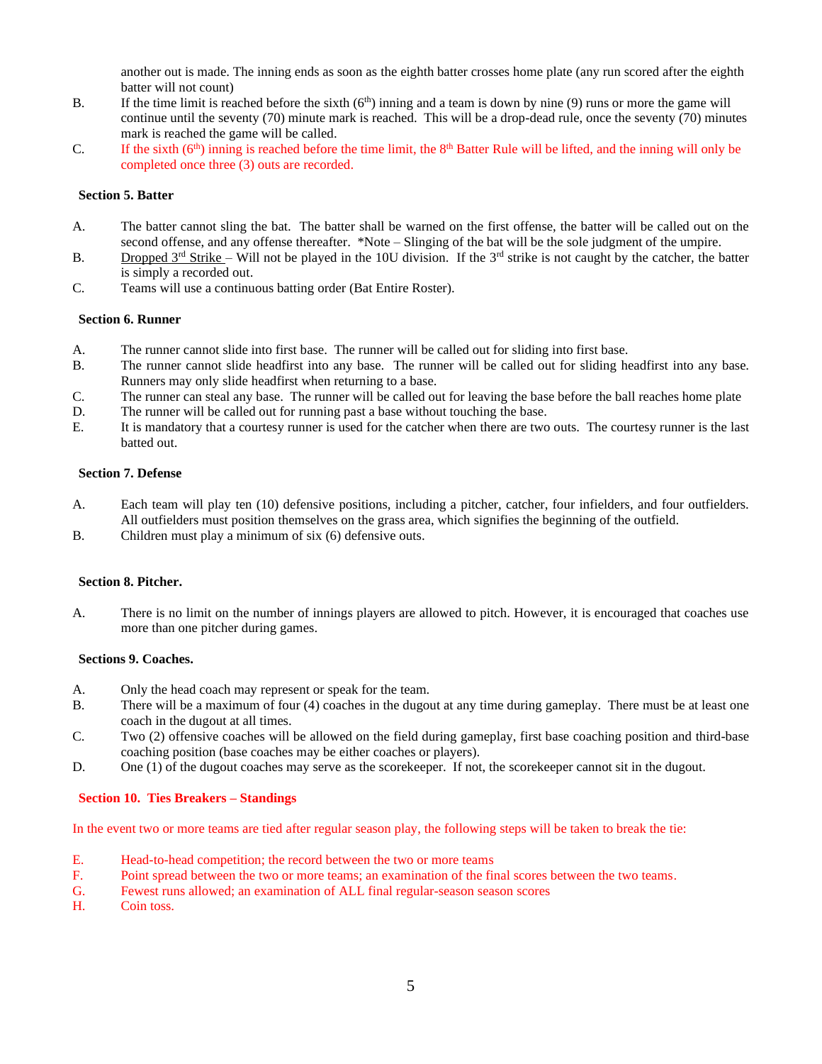another out is made. The inning ends as soon as the eighth batter crosses home plate (any run scored after the eighth batter will not count)

B. If the time limit is reached before the sixth (6th) inning and a team is down by nine (9) runs or more the game will continue until the seventy (70) minute mark is reached. This will be a drop-dead rule, once the seventy (70) minutes mark is reached the game will be called.

C. If the sixth (6th) inning is reached before the time limit, the 8th Batter Rule will be lifted, and the inning will only be completed once three (3) outs are recorded.

**Section 5. Batter**

A. The batter cannot sling the bat. The batter shall be warned on the first offense, the batter will be called out on the second offense, and any offense thereafter. *Note – Slinging of the bat will be the sole judgment of the umpire.

B. Dropped 3rd Strike – Will not be played in the 10U division. If the 3rd strike is not caught by the catcher, the batter is simply a recorded out.

C. Teams will use a continuous batting order (Bat Entire Roster).

**Section 6. Runner**

A. The runner cannot slide into first base. The runner will be called out for sliding into first base.

B. The runner cannot slide headfirst into any base. The runner will be called out for sliding headfirst into any base. Runners may only slide headfirst when returning to a base.

C. The runner can steal any base. The runner will be called out for leaving the base before the ball reaches home plate

D. The runner will be called out for running past a base without touching the base.

E. It is mandatory that a courtesy runner is used for the catcher when there are two outs. The courtesy runner is the last batted out.

**Section 7. Defense**

A. Each team will play ten (10) defensive positions, including a pitcher, catcher, four infielders, and four outfielders. All outfielders must position themselves on the grass area, which signifies the beginning of the outfield.

B. Children must play a minimum of six (6) defensive outs.

**Section 8. Pitcher.**

A. There is no limit on the number of innings players are allowed to pitch. However, it is encouraged that coaches use more than one pitcher during games.

**Sections 9. Coaches.**

A. Only the head coach may represent or speak for the team.

B. There will be a maximum of four (4) coaches in the dugout at any time during gameplay. There must be at least one coach in the dugout at all times.

C. Two (2) offensive coaches will be allowed on the field during gameplay, first base coaching position and third-base coaching position (base coaches may be either coaches or players).

D. One (1) of the dugout coaches may serve as the scorekeeper. If not, the scorekeeper cannot sit in the dugout.

**Section 10. Ties Breakers – Standings**

In the event two or more teams are tied after regular season play, the following steps will be taken to break the tie:

E. Head-to-head competition; the record between the two or more teams

F. Point spread between the two or more teams; an examination of the final scores between the two teams.

G. Fewest runs allowed; an examination of ALL final regular-season season scores

H. Coin toss.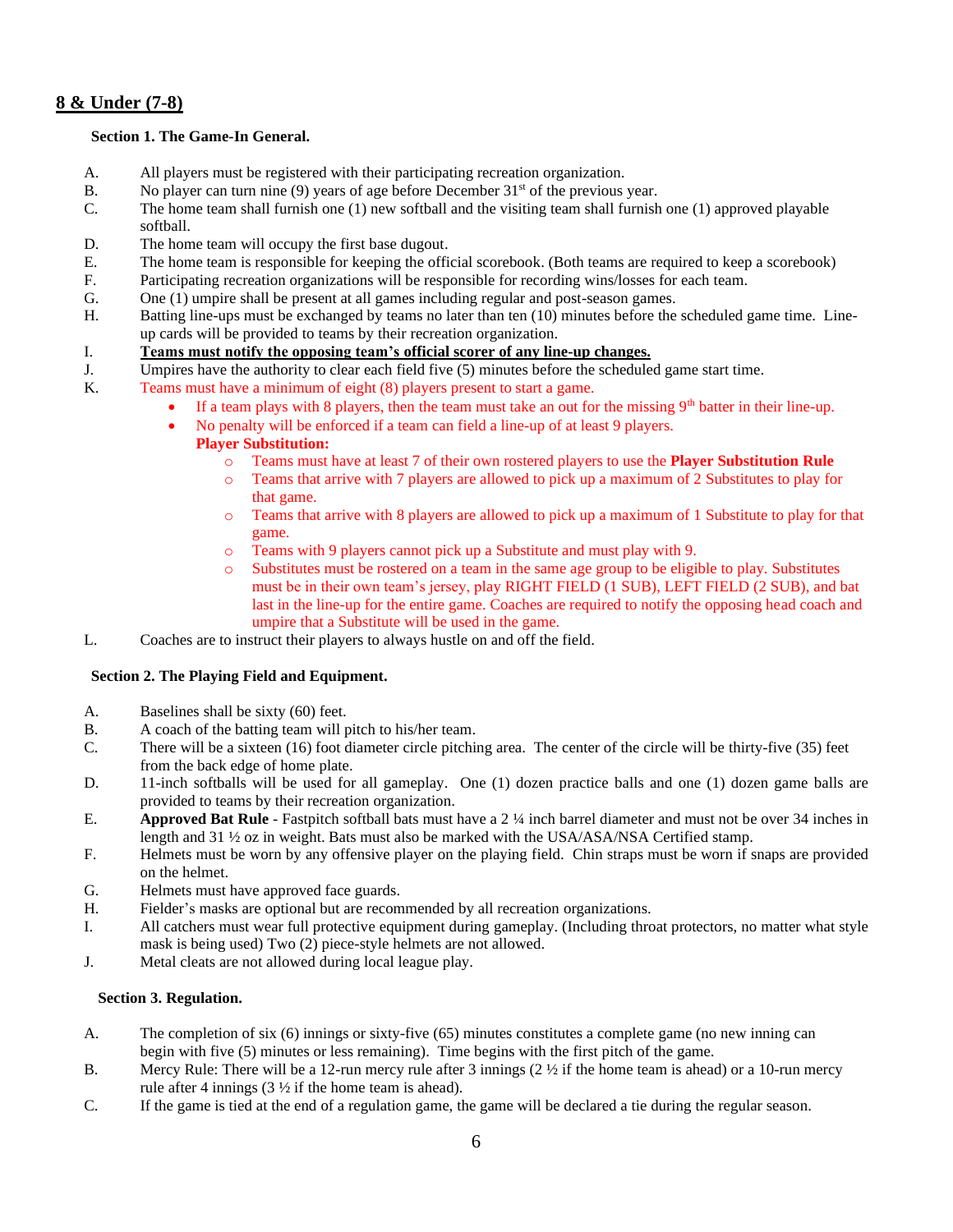## 8 & Under (7-8)

### Section 1. The Game-In General.

A. All players must be registered with their participating recreation organization.
B. No player can turn nine (9) years of age before December 31st of the previous year.
C. The home team shall furnish one (1) new softball and the visiting team shall furnish one (1) approved playable softball.
D. The home team will occupy the first base dugout.
E. The home team is responsible for keeping the official scorebook. (Both teams are required to keep a scorebook)
F. Participating recreation organizations will be responsible for recording wins/losses for each team.
G. One (1) umpire shall be present at all games including regular and post-season games.
H. Batting line-ups must be exchanged by teams no later than ten (10) minutes before the scheduled game time. Line-up cards will be provided to teams by their recreation organization.
I. **Teams must notify the opposing team's official scorer of any line-up changes.**
J. Umpires have the authority to clear each field five (5) minutes before the scheduled game start time.
K. Teams must have a minimum of eight (8) players present to start a game.
   - If a team plays with 8 players, then the team must take an out for the missing 9th batter in their line-up.
   - No penalty will be enforced if a team can field a line-up of at least 9 players.

   **Player Substitution:**
     - Teams must have at least 7 of their own rostered players to use the **Player Substitution Rule**
     - Teams that arrive with 7 players are allowed to pick up a maximum of 2 Substitutes to play for that game.
     - Teams that arrive with 8 players are allowed to pick up a maximum of 1 Substitute to play for that game.
     - Teams with 9 players cannot pick up a Substitute and must play with 9.
     - Substitutes must be rostered on a team in the same age group to be eligible to play. Substitutes must be in their own team's jersey, play RIGHT FIELD (1 SUB), LEFT FIELD (2 SUB), and bat last in the line-up for the entire game. Coaches are required to notify the opposing head coach and umpire that a Substitute will be used in the game.

L. Coaches are to instruct their players to always hustle on and off the field.

### Section 2. The Playing Field and Equipment.

A. Baselines shall be sixty (60) feet.
B. A coach of the batting team will pitch to his/her team.
C. There will be a sixteen (16) foot diameter circle pitching area. The center of the circle will be thirty-five (35) feet from the back edge of home plate.
D. 11-inch softballs will be used for all gameplay. One (1) dozen practice balls and one (1) dozen game balls are provided to teams by their recreation organization.
E. **Approved Bat Rule** - Fastpitch softball bats must have a 2 ¼ inch barrel diameter and must not be over 34 inches in length and 31 ½ oz in weight. Bats must also be marked with the USA/ASA/NSA Certified stamp.
F. Helmets must be worn by any offensive player on the playing field. Chin straps must be worn if snaps are provided on the helmet.
G. Helmets must have approved face guards.
H. Fielder's masks are optional but are recommended by all recreation organizations.
I. All catchers must wear full protective equipment during gameplay. (Including throat protectors, no matter what style mask is being used) Two (2) piece-style helmets are not allowed.
J. Metal cleats are not allowed during local league play.

### Section 3. Regulation.

A. The completion of six (6) innings or sixty-five (65) minutes constitutes a complete game (no new inning can begin with five (5) minutes or less remaining). Time begins with the first pitch of the game.
B. Mercy Rule: There will be a 12-run mercy rule after 3 innings (2 ½ if the home team is ahead) or a 10-run mercy rule after 4 innings (3 ½ if the home team is ahead).
C. If the game is tied at the end of a regulation game, the game will be declared a tie during the regular season.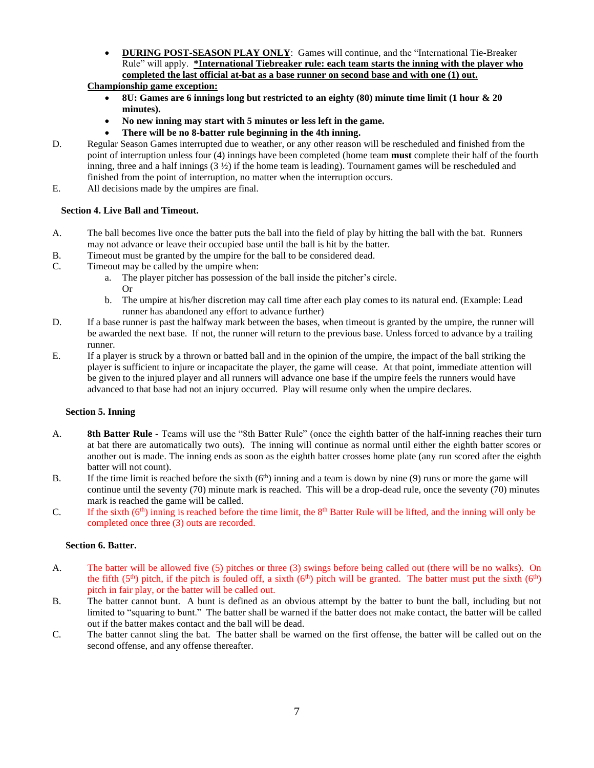- **DURING POST-SEASON PLAY ONLY**: Games will continue, and the "International Tie-Breaker Rule" will apply. ***International Tiebreaker rule: each team starts the inning with the player who completed the last official at-bat as a base runner on second base and with one (1) out.**

**Championship game exception:**

- **8U: Games are 6 innings long but restricted to an eighty (80) minute time limit (1 hour & 20 minutes).**
- **No new inning may start with 5 minutes or less left in the game.**
- **There will be no 8-batter rule beginning in the 4th inning.**

D. Regular Season Games interrupted due to weather, or any other reason will be rescheduled and finished from the point of interruption unless four (4) innings have been completed (home team **must** complete their half of the fourth inning, three and a half innings (3 ½) if the home team is leading). Tournament games will be rescheduled and finished from the point of interruption, no matter when the interruption occurs.

E. All decisions made by the umpires are final.

### Section 4. Live Ball and Timeout.

A. The ball becomes live once the batter puts the ball into the field of play by hitting the ball with the bat. Runners may not advance or leave their occupied base until the ball is hit by the batter.

B. Timeout must be granted by the umpire for the ball to be considered dead.

C. Timeout may be called by the umpire when:

  a. The player pitcher has possession of the ball inside the pitcher's circle.
     Or
  b. The umpire at his/her discretion may call time after each play comes to its natural end. (Example: Lead runner has abandoned any effort to advance further)

D. If a base runner is past the halfway mark between the bases, when timeout is granted by the umpire, the runner will be awarded the next base. If not, the runner will return to the previous base. Unless forced to advance by a trailing runner.

E. If a player is struck by a thrown or batted ball and in the opinion of the umpire, the impact of the ball striking the player is sufficient to injure or incapacitate the player, the game will cease. At that point, immediate attention will be given to the injured player and all runners will advance one base if the umpire feels the runners would have advanced to that base had not an injury occurred. Play will resume only when the umpire declares.

### Section 5. Inning

A. **8th Batter Rule** - Teams will use the "8th Batter Rule" (once the eighth batter of the half-inning reaches their turn at bat there are automatically two outs). The inning will continue as normal until either the eighth batter scores or another out is made. The inning ends as soon as the eighth batter crosses home plate (any run scored after the eighth batter will not count).

B. If the time limit is reached before the sixth (6th) inning and a team is down by nine (9) runs or more the game will continue until the seventy (70) minute mark is reached. This will be a drop-dead rule, once the seventy (70) minutes mark is reached the game will be called.

C. If the sixth (6th) inning is reached before the time limit, the 8th Batter Rule will be lifted, and the inning will only be completed once three (3) outs are recorded.

### Section 6. Batter.

A. The batter will be allowed five (5) pitches or three (3) swings before being called out (there will be no walks). On the fifth (5th) pitch, if the pitch is fouled off, a sixth (6th) pitch will be granted. The batter must put the sixth (6th) pitch in fair play, or the batter will be called out.

B. The batter cannot bunt. A bunt is defined as an obvious attempt by the batter to bunt the ball, including but not limited to "squaring to bunt." The batter shall be warned if the batter does not make contact, the batter will be called out if the batter makes contact and the ball will be dead.

C. The batter cannot sling the bat. The batter shall be warned on the first offense, the batter will be called out on the second offense, and any offense thereafter.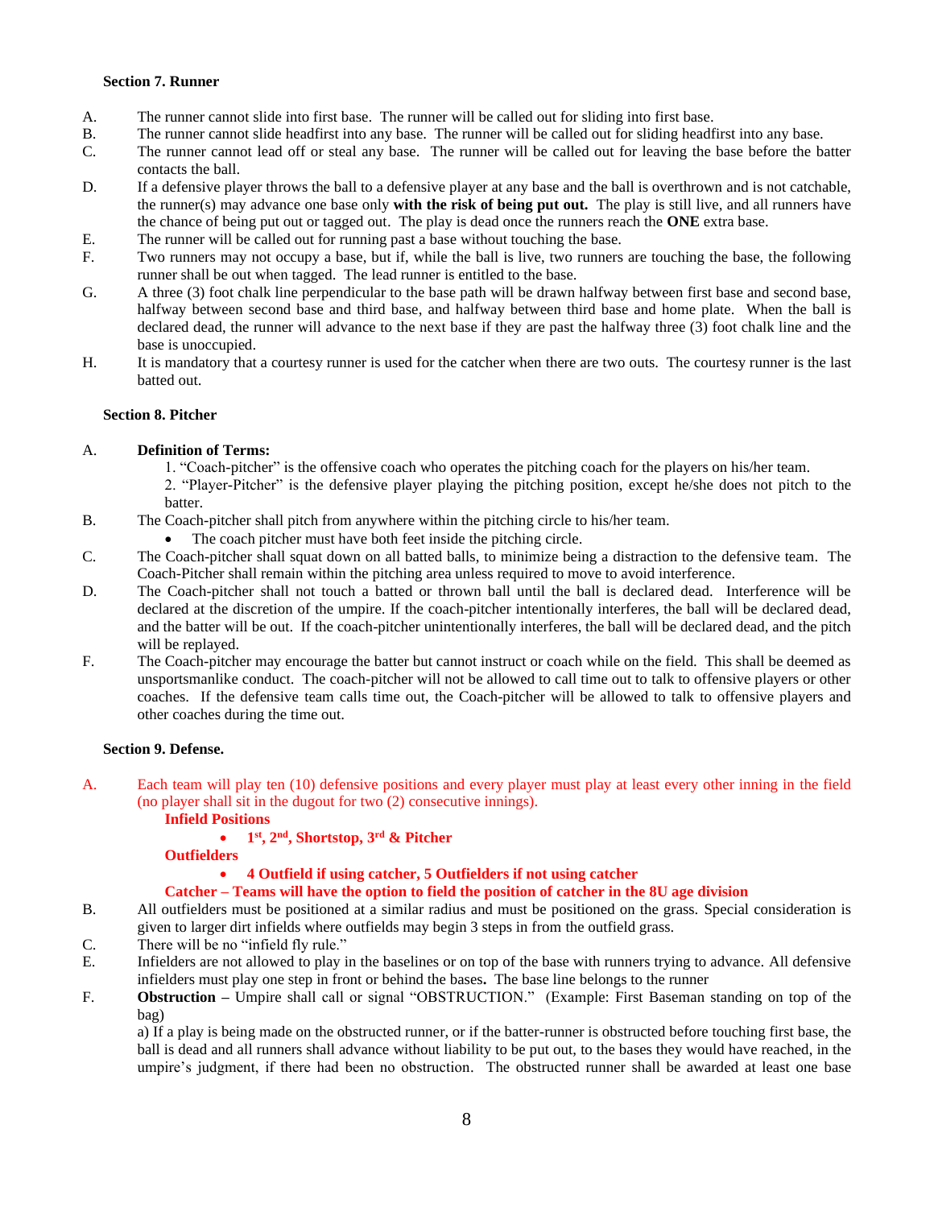**Section 7. Runner**

A. The runner cannot slide into first base. The runner will be called out for sliding into first base.

B. The runner cannot slide headfirst into any base. The runner will be called out for sliding headfirst into any base.

C. The runner cannot lead off or steal any base. The runner will be called out for leaving the base before the batter contacts the ball.

D. If a defensive player throws the ball to a defensive player at any base and the ball is overthrown and is not catchable, the runner(s) may advance one base only **with the risk of being put out.** The play is still live, and all runners have the chance of being put out or tagged out. The play is dead once the runners reach the **ONE** extra base.

E. The runner will be called out for running past a base without touching the base.

F. Two runners may not occupy a base, but if, while the ball is live, two runners are touching the base, the following runner shall be out when tagged. The lead runner is entitled to the base.

G. A three (3) foot chalk line perpendicular to the base path will be drawn halfway between first base and second base, halfway between second base and third base, and halfway between third base and home plate. When the ball is declared dead, the runner will advance to the next base if they are past the halfway three (3) foot chalk line and the base is unoccupied.

H. It is mandatory that a courtesy runner is used for the catcher when there are two outs. The courtesy runner is the last batted out.

**Section 8. Pitcher**

A. **Definition of Terms:**

1. "Coach-pitcher" is the offensive coach who operates the pitching coach for the players on his/her team.
2. "Player-Pitcher" is the defensive player playing the pitching position, except he/she does not pitch to the batter.

B. The Coach-pitcher shall pitch from anywhere within the pitching circle to his/her team.

- The coach pitcher must have both feet inside the pitching circle.

C. The Coach-pitcher shall squat down on all batted balls, to minimize being a distraction to the defensive team. The Coach-Pitcher shall remain within the pitching area unless required to move to avoid interference.

D. The Coach-pitcher shall not touch a batted or thrown ball until the ball is declared dead. Interference will be declared at the discretion of the umpire. If the coach-pitcher intentionally interferes, the ball will be declared dead, and the batter will be out. If the coach-pitcher unintentionally interferes, the ball will be declared dead, and the pitch will be replayed.

F. The Coach-pitcher may encourage the batter but cannot instruct or coach while on the field. This shall be deemed as unsportsmanlike conduct. The coach-pitcher will not be allowed to call time out to talk to offensive players or other coaches. If the defensive team calls time out, the Coach-pitcher will be allowed to talk to offensive players and other coaches during the time out.

**Section 9. Defense.**

A. Each team will play ten (10) defensive positions and every player must play at least every other inning in the field (no player shall sit in the dugout for two (2) consecutive innings).

**Infield Positions**

- **1st, 2nd, Shortstop, 3rd & Pitcher**

**Outfielders**

- **4 Outfield if using catcher, 5 Outfielders if not using catcher**

**Catcher – Teams will have the option to field the position of catcher in the 8U age division**

B. All outfielders must be positioned at a similar radius and must be positioned on the grass. Special consideration is given to larger dirt infields where outfields may begin 3 steps in from the outfield grass.

C. There will be no "infield fly rule."

E. Infielders are not allowed to play in the baselines or on top of the base with runners trying to advance. All defensive infielders must play one step in front or behind the bases**.** The base line belongs to the runner

F. **Obstruction –** Umpire shall call or signal "OBSTRUCTION." (Example: First Baseman standing on top of the bag)

a) If a play is being made on the obstructed runner, or if the batter-runner is obstructed before touching first base, the ball is dead and all runners shall advance without liability to be put out, to the bases they would have reached, in the umpire's judgment, if there had been no obstruction. The obstructed runner shall be awarded at least one base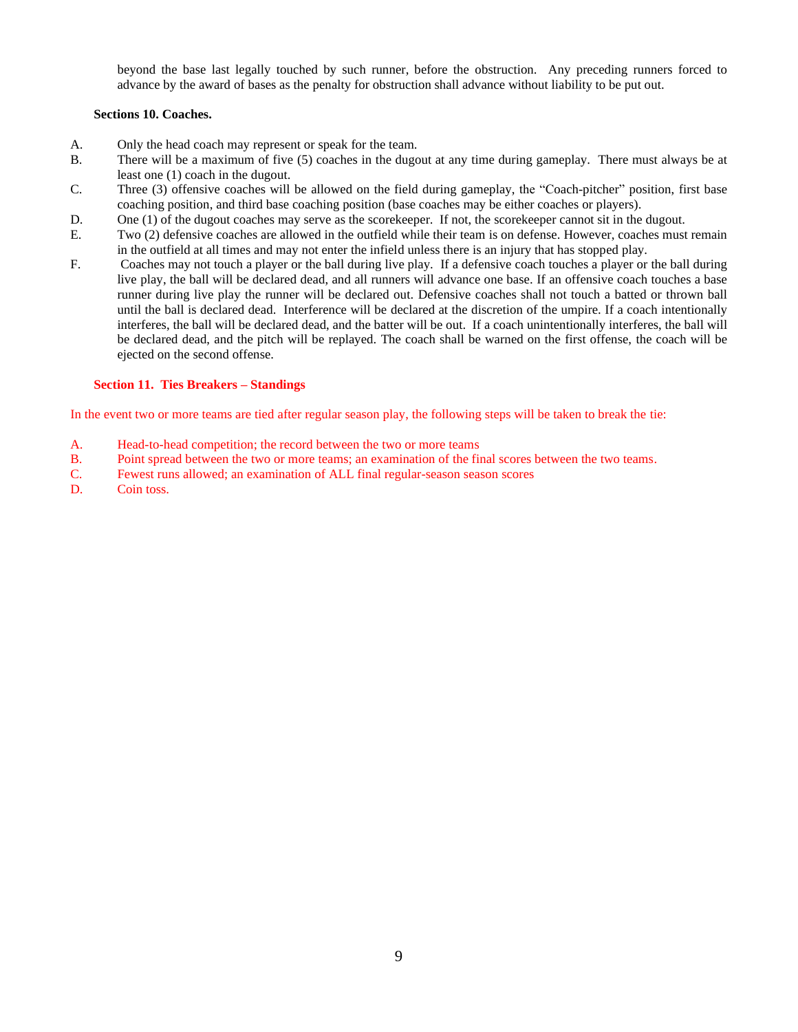beyond the base last legally touched by such runner, before the obstruction. Any preceding runners forced to advance by the award of bases as the penalty for obstruction shall advance without liability to be put out.

### Sections 10. Coaches.

A. Only the head coach may represent or speak for the team.

B. There will be a maximum of five (5) coaches in the dugout at any time during gameplay. There must always be at least one (1) coach in the dugout.

C. Three (3) offensive coaches will be allowed on the field during gameplay, the "Coach-pitcher" position, first base coaching position, and third base coaching position (base coaches may be either coaches or players).

D. One (1) of the dugout coaches may serve as the scorekeeper. If not, the scorekeeper cannot sit in the dugout.

E. Two (2) defensive coaches are allowed in the outfield while their team is on defense. However, coaches must remain in the outfield at all times and may not enter the infield unless there is an injury that has stopped play.

F. Coaches may not touch a player or the ball during live play. If a defensive coach touches a player or the ball during live play, the ball will be declared dead, and all runners will advance one base. If an offensive coach touches a base runner during live play the runner will be declared out. Defensive coaches shall not touch a batted or thrown ball until the ball is declared dead. Interference will be declared at the discretion of the umpire. If a coach intentionally interferes, the ball will be declared dead, and the batter will be out. If a coach unintentionally interferes, the ball will be declared dead, and the pitch will be replayed. The coach shall be warned on the first offense, the coach will be ejected on the second offense.

### Section 11. Ties Breakers – Standings

In the event two or more teams are tied after regular season play, the following steps will be taken to break the tie:

A. Head-to-head competition; the record between the two or more teams

B. Point spread between the two or more teams; an examination of the final scores between the two teams.

C. Fewest runs allowed; an examination of ALL final regular-season season scores

D. Coin toss.